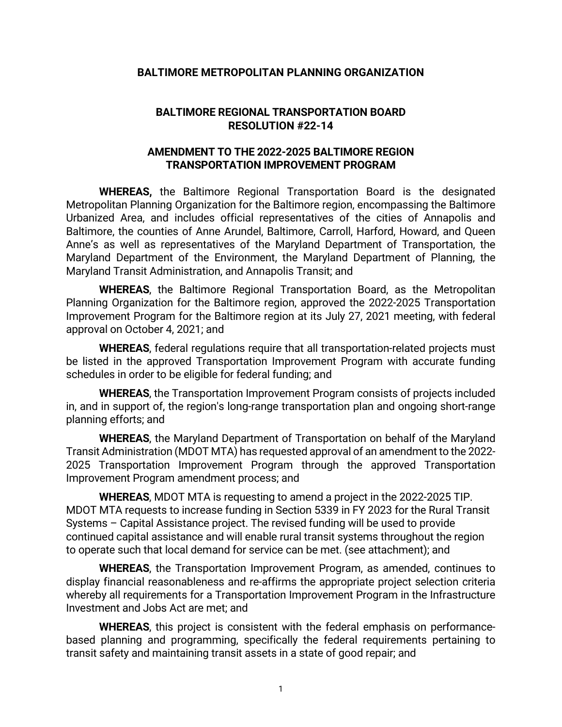**BALTIMORE METROPOLITAN PLANNING ORGANIZATION**

**BALTIMORE REGIONAL TRANSPORTATION BOARD**
**RESOLUTION #22-14**

**AMENDMENT TO THE 2022-2025 BALTIMORE REGION TRANSPORTATION IMPROVEMENT PROGRAM**

**WHEREAS,** the Baltimore Regional Transportation Board is the designated Metropolitan Planning Organization for the Baltimore region, encompassing the Baltimore Urbanized Area, and includes official representatives of the cities of Annapolis and Baltimore, the counties of Anne Arundel, Baltimore, Carroll, Harford, Howard, and Queen Anne's as well as representatives of the Maryland Department of Transportation, the Maryland Department of the Environment, the Maryland Department of Planning, the Maryland Transit Administration, and Annapolis Transit; and

**WHEREAS**, the Baltimore Regional Transportation Board, as the Metropolitan Planning Organization for the Baltimore region, approved the 2022-2025 Transportation Improvement Program for the Baltimore region at its July 27, 2021 meeting, with federal approval on October 4, 2021; and

**WHEREAS**, federal regulations require that all transportation-related projects must be listed in the approved Transportation Improvement Program with accurate funding schedules in order to be eligible for federal funding; and

**WHEREAS**, the Transportation Improvement Program consists of projects included in, and in support of, the region's long-range transportation plan and ongoing short-range planning efforts; and

**WHEREAS**, the Maryland Department of Transportation on behalf of the Maryland Transit Administration (MDOT MTA) has requested approval of an amendment to the 2022-2025 Transportation Improvement Program through the approved Transportation Improvement Program amendment process; and

**WHEREAS**, MDOT MTA is requesting to amend a project in the 2022-2025 TIP. MDOT MTA requests to increase funding in Section 5339 in FY 2023 for the Rural Transit Systems – Capital Assistance project. The revised funding will be used to provide continued capital assistance and will enable rural transit systems throughout the region to operate such that local demand for service can be met. (see attachment); and

**WHEREAS**, the Transportation Improvement Program, as amended, continues to display financial reasonableness and re-affirms the appropriate project selection criteria whereby all requirements for a Transportation Improvement Program in the Infrastructure Investment and Jobs Act are met; and

**WHEREAS**, this project is consistent with the federal emphasis on performance-based planning and programming, specifically the federal requirements pertaining to transit safety and maintaining transit assets in a state of good repair; and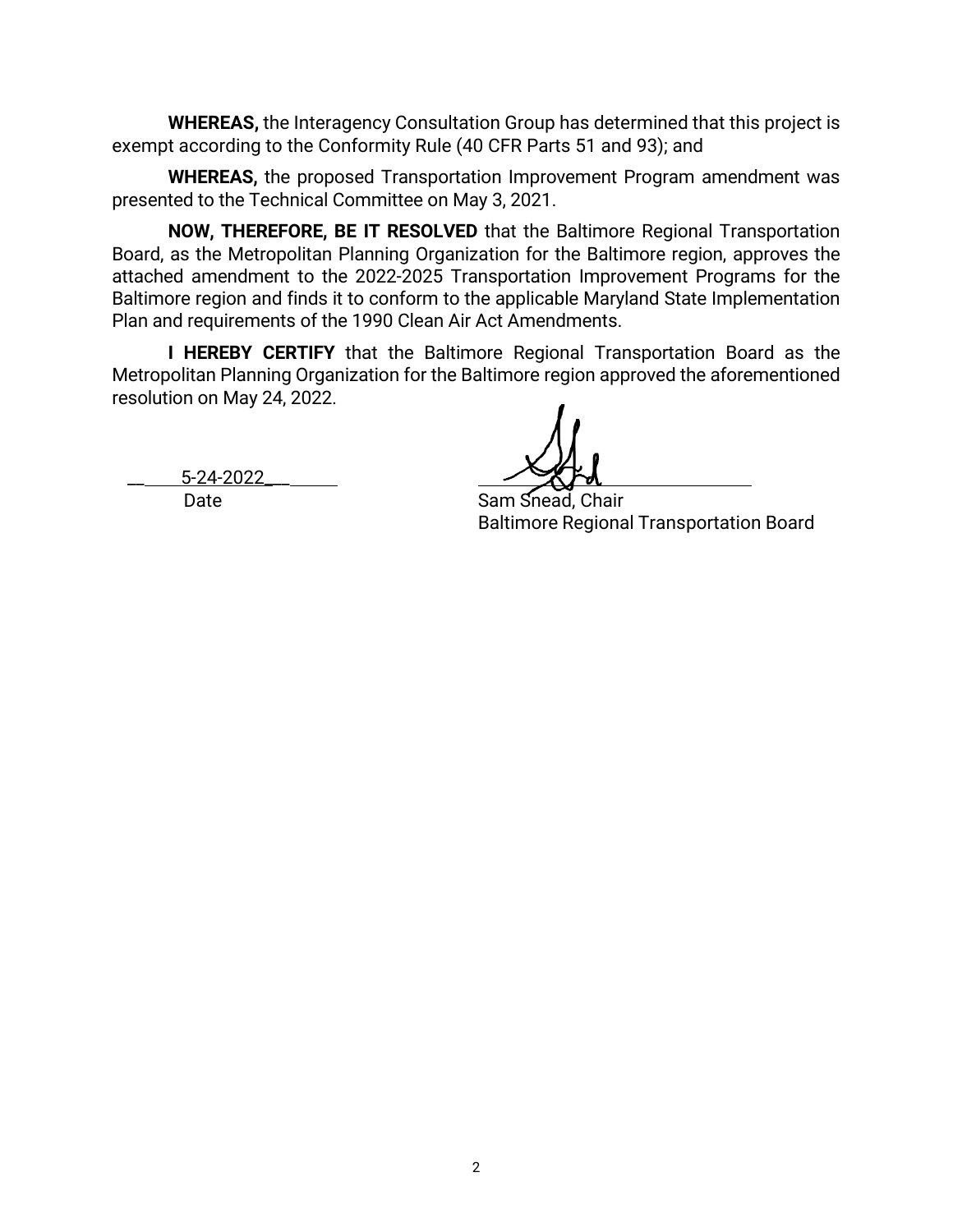**WHEREAS,** the Interagency Consultation Group has determined that this project is exempt according to the Conformity Rule (40 CFR Parts 51 and 93); and

**WHEREAS,** the proposed Transportation Improvement Program amendment was presented to the Technical Committee on May 3, 2021.

**NOW, THEREFORE, BE IT RESOLVED** that the Baltimore Regional Transportation Board, as the Metropolitan Planning Organization for the Baltimore region, approves the attached amendment to the 2022-2025 Transportation Improvement Programs for the Baltimore region and finds it to conform to the applicable Maryland State Implementation Plan and requirements of the 1990 Clean Air Act Amendments.

**I HEREBY CERTIFY** that the Baltimore Regional Transportation Board as the Metropolitan Planning Organization for the Baltimore region approved the aforementioned resolution on May 24, 2022.

5-24-2022
Date

Sam Snead, Chair
Baltimore Regional Transportation Board